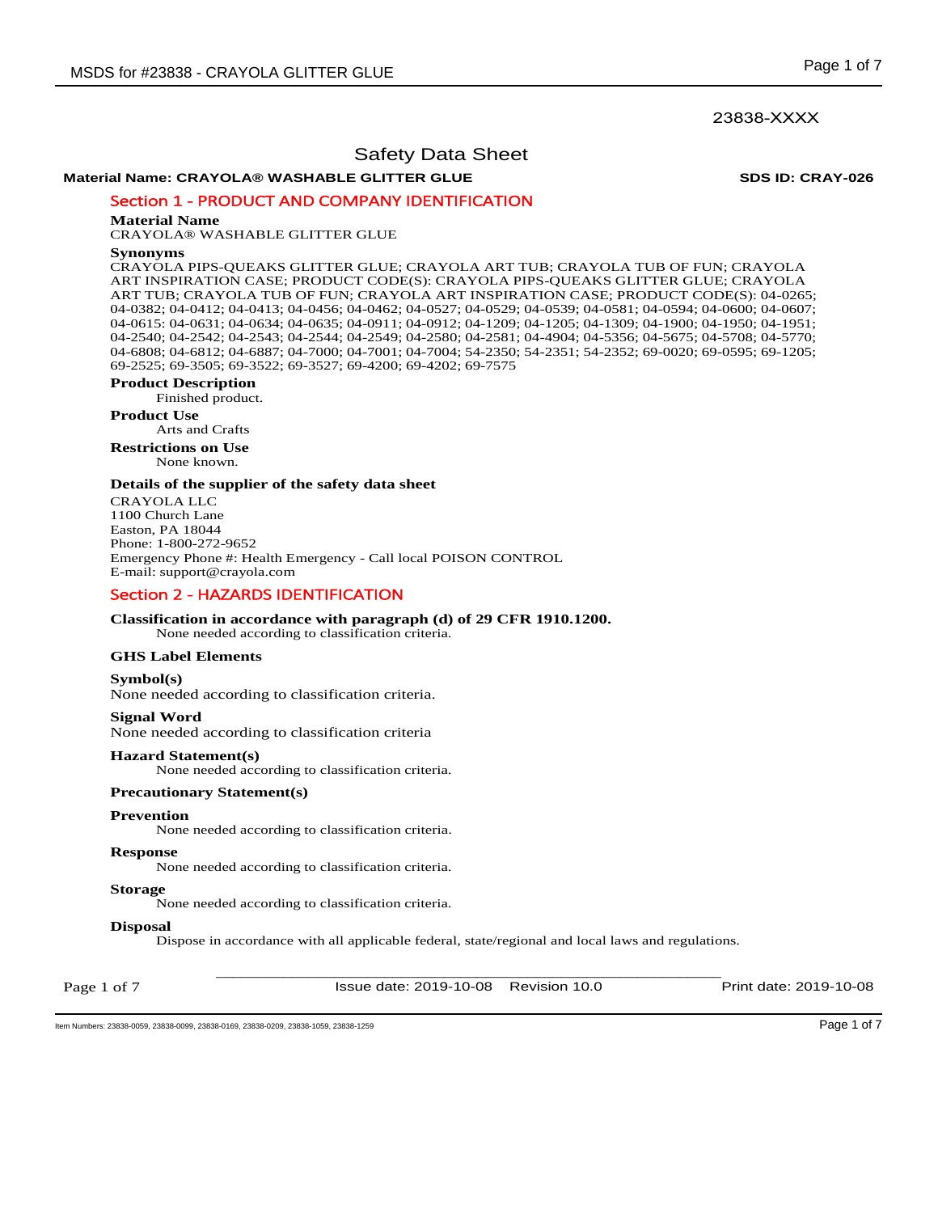23838-XXXX

# Safety Data Sheet

**Material Name: CRAYOLA® WASHABLE GLITTER GLUE** **SDS ID: CRAY-026**

## Section 1 - PRODUCT AND COMPANY IDENTIFICATION

**Material Name**
CRAYOLA® WASHABLE GLITTER GLUE

**Synonyms**
CRAYOLA PIPS-QUEAKS GLITTER GLUE; CRAYOLA ART TUB; CRAYOLA TUB OF FUN; CRAYOLA ART INSPIRATION CASE; PRODUCT CODE(S): CRAYOLA PIPS-QUEAKS GLITTER GLUE; CRAYOLA ART TUB; CRAYOLA TUB OF FUN; CRAYOLA ART INSPIRATION CASE; PRODUCT CODE(S): 04-0265; 04-0382; 04-0412; 04-0413; 04-0456; 04-0462; 04-0527; 04-0529; 04-0539; 04-0581; 04-0594; 04-0600; 04-0607; 04-0615: 04-0631; 04-0634; 04-0635; 04-0911; 04-0912; 04-1209; 04-1205; 04-1309; 04-1900; 04-1950; 04-1951; 04-2540; 04-2542; 04-2543; 04-2544; 04-2549; 04-2580; 04-2581; 04-4904; 04-5356; 04-5675; 04-5708; 04-5770; 04-6808; 04-6812; 04-6887; 04-7000; 04-7001; 04-7004; 54-2350; 54-2351; 54-2352; 69-0020; 69-0595; 69-1205; 69-2525; 69-3505; 69-3522; 69-3527; 69-4200; 69-4202; 69-7575

**Product Description**
Finished product.

**Product Use**
Arts and Crafts

**Restrictions on Use**
None known.

**Details of the supplier of the safety data sheet**
CRAYOLA LLC
1100 Church Lane
Easton, PA 18044
Phone: 1-800-272-9652
Emergency Phone #: Health Emergency - Call local POISON CONTROL
E-mail: support@crayola.com

## Section 2 - HAZARDS IDENTIFICATION

**Classification in accordance with paragraph (d) of 29 CFR 1910.1200.**
None needed according to classification criteria.

**GHS Label Elements**

**Symbol(s)**
None needed according to classification criteria.

**Signal Word**
None needed according to classification criteria

**Hazard Statement(s)**
None needed according to classification criteria.

**Precautionary Statement(s)**

**Prevention**
None needed according to classification criteria.

**Response**
None needed according to classification criteria.

**Storage**
None needed according to classification criteria.

**Disposal**
Dispose in accordance with all applicable federal, state/regional and local laws and regulations.

Issue date: 2019-10-08 Revision 10.0 Print date: 2019-10-08

Item Numbers: 23838-0059, 23838-0099, 23838-0169, 23838-0209, 23838-1059, 23838-1259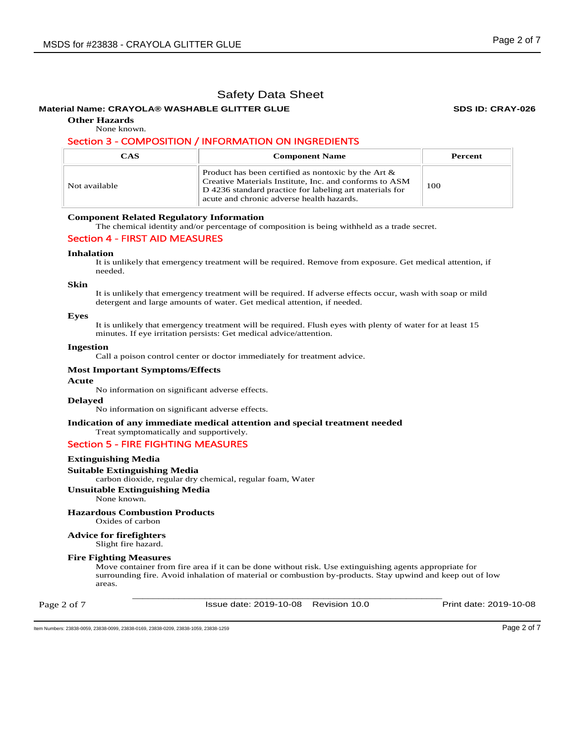# Safety Data Sheet

**Material Name: CRAYOLA® WASHABLE GLITTER GLUE** **SDS ID: CRAY-026**

**Other Hazards**

None known.

## Section 3 - COMPOSITION / INFORMATION ON INGREDIENTS

| CAS | Component Name | Percent |
| --- | --- | --- |
| Not available | Product has been certified as nontoxic by the Art & Creative Materials Institute, Inc. and conforms to ASM D 4236 standard practice for labeling art materials for acute and chronic adverse health hazards. | 100 |

**Component Related Regulatory Information**

The chemical identity and/or percentage of composition is being withheld as a trade secret.

## Section 4 - FIRST AID MEASURES

**Inhalation**

It is unlikely that emergency treatment will be required. Remove from exposure. Get medical attention, if needed.

**Skin**

It is unlikely that emergency treatment will be required. If adverse effects occur, wash with soap or mild detergent and large amounts of water. Get medical attention, if needed.

**Eyes**

It is unlikely that emergency treatment will be required. Flush eyes with plenty of water for at least 15 minutes. If eye irritation persists: Get medical advice/attention.

**Ingestion**

Call a poison control center or doctor immediately for treatment advice.

**Most Important Symptoms/Effects**

**Acute**

No information on significant adverse effects.

**Delayed**

No information on significant adverse effects.

**Indication of any immediate medical attention and special treatment needed**

Treat symptomatically and supportively.

## Section 5 - FIRE FIGHTING MEASURES

**Extinguishing Media**

**Suitable Extinguishing Media**

carbon dioxide, regular dry chemical, regular foam, Water

**Unsuitable Extinguishing Media**

None known.

**Hazardous Combustion Products**

Oxides of carbon

**Advice for firefighters**

Slight fire hazard.

**Fire Fighting Measures**

Move container from fire area if it can be done without risk. Use extinguishing agents appropriate for surrounding fire. Avoid inhalation of material or combustion by-products. Stay upwind and keep out of low areas.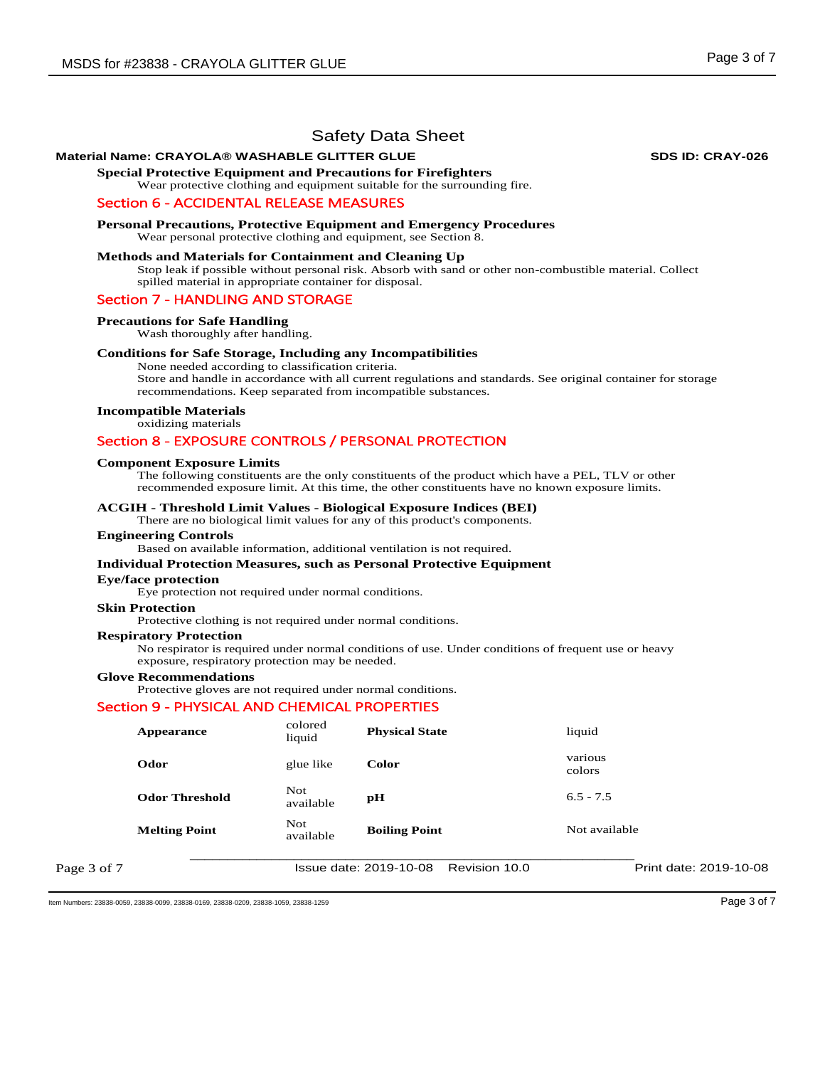# Safety Data Sheet

**Material Name: CRAYOLA® WASHABLE GLITTER GLUE** **SDS ID: CRAY-026**

**Special Protective Equipment and Precautions for Firefighters**

Wear protective clothing and equipment suitable for the surrounding fire.

## Section 6 - ACCIDENTAL RELEASE MEASURES

**Personal Precautions, Protective Equipment and Emergency Procedures**

Wear personal protective clothing and equipment, see Section 8.

**Methods and Materials for Containment and Cleaning Up**

Stop leak if possible without personal risk. Absorb with sand or other non-combustible material. Collect spilled material in appropriate container for disposal.

## Section 7 - HANDLING AND STORAGE

**Precautions for Safe Handling**

Wash thoroughly after handling.

**Conditions for Safe Storage, Including any Incompatibilities**

None needed according to classification criteria.
Store and handle in accordance with all current regulations and standards. See original container for storage recommendations. Keep separated from incompatible substances.

**Incompatible Materials**

oxidizing materials

## Section 8 - EXPOSURE CONTROLS / PERSONAL PROTECTION

**Component Exposure Limits**

The following constituents are the only constituents of the product which have a PEL, TLV or other recommended exposure limit. At this time, the other constituents have no known exposure limits.

**ACGIH - Threshold Limit Values - Biological Exposure Indices (BEI)**

There are no biological limit values for any of this product's components.

**Engineering Controls**

Based on available information, additional ventilation is not required.

**Individual Protection Measures, such as Personal Protective Equipment**

**Eye/face protection**

Eye protection not required under normal conditions.

**Skin Protection**

Protective clothing is not required under normal conditions.

**Respiratory Protection**

No respirator is required under normal conditions of use. Under conditions of frequent use or heavy exposure, respiratory protection may be needed.

**Glove Recommendations**

Protective gloves are not required under normal conditions.

## Section 9 - PHYSICAL AND CHEMICAL PROPERTIES

| | | | |
|---|---|---|---|
| **Appearance** | colored liquid | **Physical State** | liquid |
| **Odor** | glue like | **Color** | various colors |
| **Odor Threshold** | Not available | **pH** | 6.5 - 7.5 |
| **Melting Point** | Not available | **Boiling Point** | Not available |

Issue date: 2019-10-08 Revision 10.0 Print date: 2019-10-08

Item Numbers: 23838-0059, 23838-0099, 23838-0169, 23838-0209, 23838-1059, 23838-1259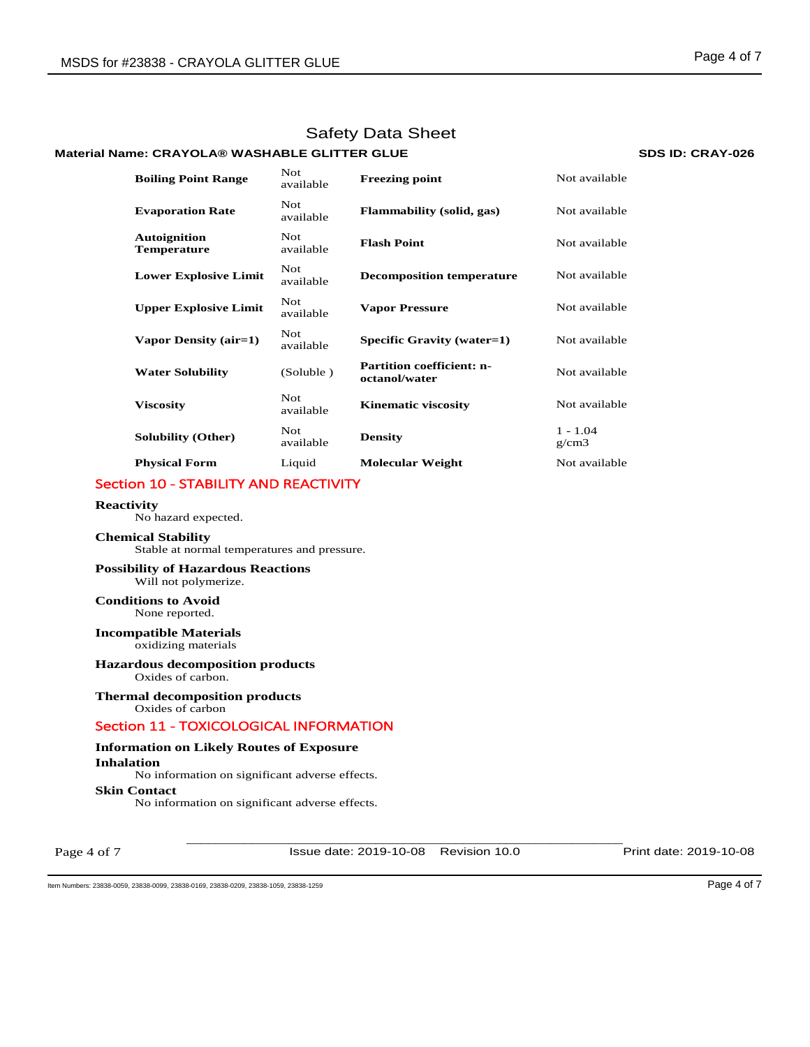# Safety Data Sheet

**Material Name: CRAYOLA® WASHABLE GLITTER GLUE** **SDS ID: CRAY-026**

| | | | |
|---|---|---|---|
| **Boiling Point Range** | Not available | **Freezing point** | Not available |
| **Evaporation Rate** | Not available | **Flammability (solid, gas)** | Not available |
| **Autoignition Temperature** | Not available | **Flash Point** | Not available |
| **Lower Explosive Limit** | Not available | **Decomposition temperature** | Not available |
| **Upper Explosive Limit** | Not available | **Vapor Pressure** | Not available |
| **Vapor Density (air=1)** | Not available | **Specific Gravity (water=1)** | Not available |
| **Water Solubility** | (Soluble ) | **Partition coefficient: n-octanol/water** | Not available |
| **Viscosity** | Not available | **Kinematic viscosity** | Not available |
| **Solubility (Other)** | Not available | **Density** | 1 - 1.04 g/cm3 |
| **Physical Form** | Liquid | **Molecular Weight** | Not available |

## Section 10 - STABILITY AND REACTIVITY

**Reactivity**

No hazard expected.

**Chemical Stability**

Stable at normal temperatures and pressure.

**Possibility of Hazardous Reactions**

Will not polymerize.

**Conditions to Avoid**

None reported.

**Incompatible Materials**

oxidizing materials

**Hazardous decomposition products**

Oxides of carbon.

**Thermal decomposition products**

Oxides of carbon

## Section 11 - TOXICOLOGICAL INFORMATION

**Information on Likely Routes of Exposure**

**Inhalation**

No information on significant adverse effects.

**Skin Contact**

No information on significant adverse effects.

Issue date: 2019-10-08 Revision 10.0 Print date: 2019-10-08

Item Numbers: 23838-0059, 23838-0099, 23838-0169, 23838-0209, 23838-1059, 23838-1259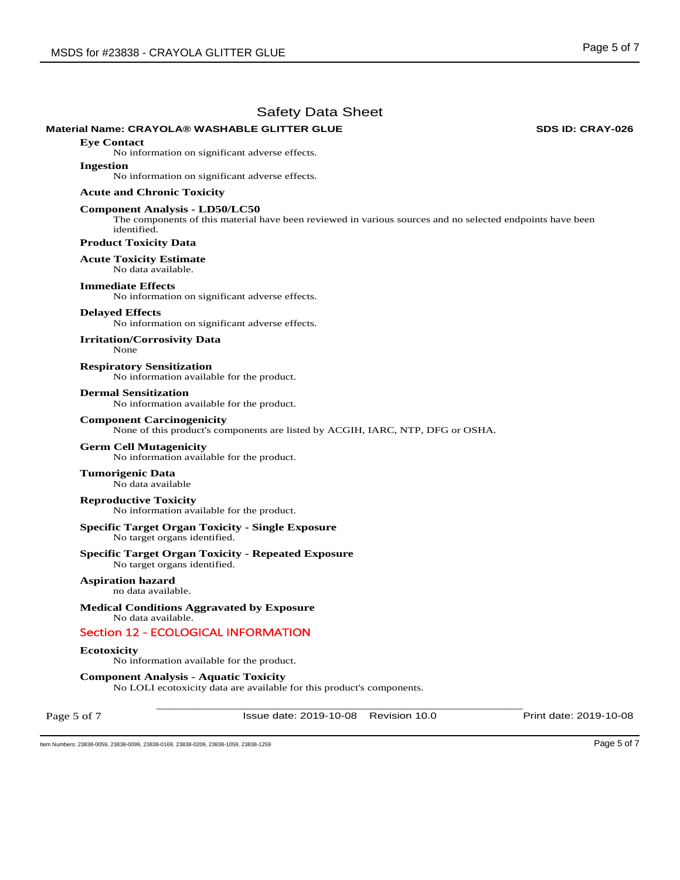## Safety Data Sheet

**Material Name: CRAYOLA® WASHABLE GLITTER GLUE** **SDS ID: CRAY-026**

**Eye Contact**

No information on significant adverse effects.

**Ingestion**

No information on significant adverse effects.

**Acute and Chronic Toxicity**

**Component Analysis - LD50/LC50**

The components of this material have been reviewed in various sources and no selected endpoints have been identified.

**Product Toxicity Data**

**Acute Toxicity Estimate**

No data available.

**Immediate Effects**

No information on significant adverse effects.

**Delayed Effects**

No information on significant adverse effects.

**Irritation/Corrosivity Data**

None

**Respiratory Sensitization**

No information available for the product.

**Dermal Sensitization**

No information available for the product.

**Component Carcinogenicity**

None of this product's components are listed by ACGIH, IARC, NTP, DFG or OSHA.

**Germ Cell Mutagenicity**

No information available for the product.

**Tumorigenic Data**

No data available

**Reproductive Toxicity**

No information available for the product.

**Specific Target Organ Toxicity - Single Exposure**

No target organs identified.

**Specific Target Organ Toxicity - Repeated Exposure**

No target organs identified.

**Aspiration hazard**

no data available.

**Medical Conditions Aggravated by Exposure**

No data available.

## Section 12 - ECOLOGICAL INFORMATION

**Ecotoxicity**

No information available for the product.

**Component Analysis - Aquatic Toxicity**

No LOLI ecotoxicity data are available for this product's components.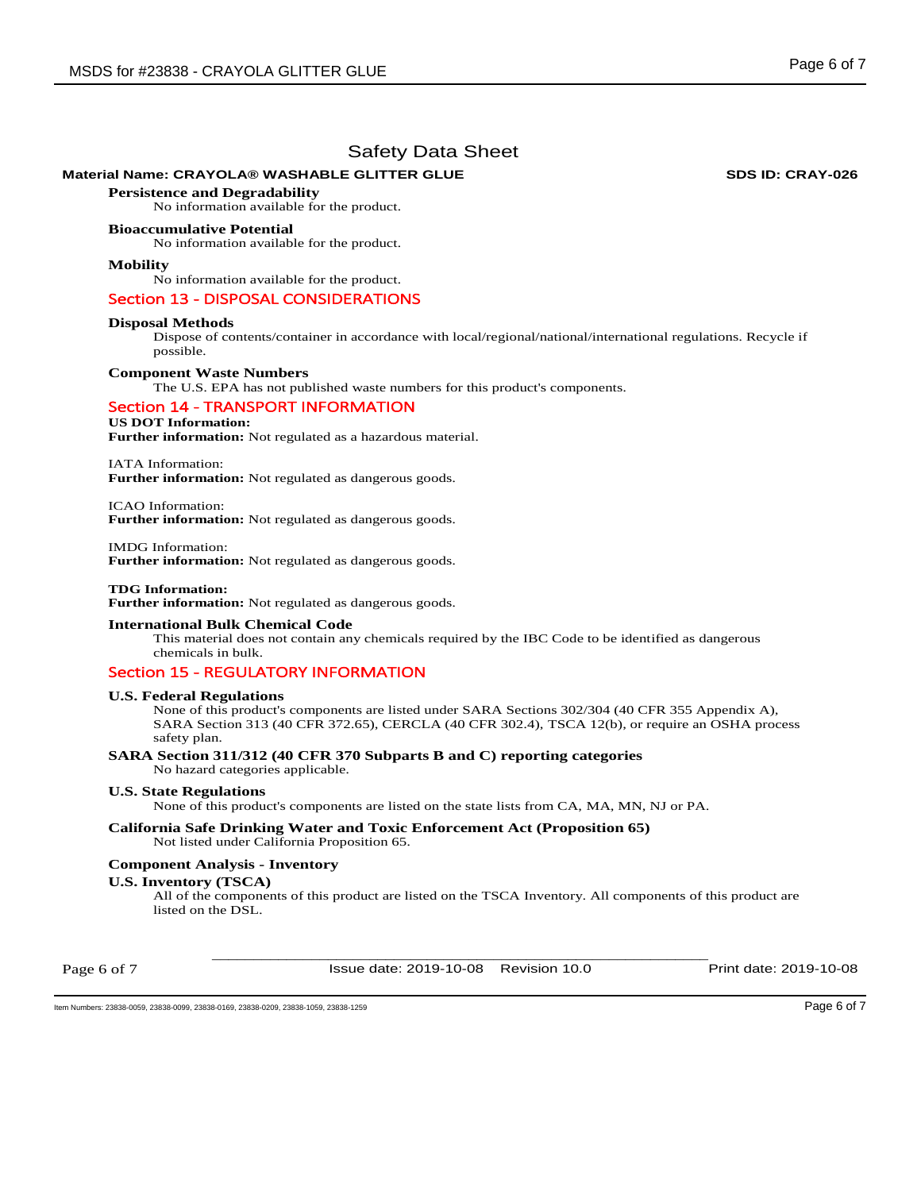## Persistence and Degradability

No information available for the product.

## Bioaccumulative Potential

No information available for the product.

## Mobility

No information available for the product.

# Section 13 - DISPOSAL CONSIDERATIONS

## Disposal Methods

Dispose of contents/container in accordance with local/regional/national/international regulations. Recycle if possible.

## Component Waste Numbers

The U.S. EPA has not published waste numbers for this product's components.

# Section 14 - TRANSPORT INFORMATION

**US DOT Information:**

**Further information:** Not regulated as a hazardous material.

IATA Information:

**Further information:** Not regulated as dangerous goods.

ICAO Information:

**Further information:** Not regulated as dangerous goods.

IMDG Information:

**Further information:** Not regulated as dangerous goods.

**TDG Information:**

**Further information:** Not regulated as dangerous goods.

## International Bulk Chemical Code

This material does not contain any chemicals required by the IBC Code to be identified as dangerous chemicals in bulk.

# Section 15 - REGULATORY INFORMATION

## U.S. Federal Regulations

None of this product's components are listed under SARA Sections 302/304 (40 CFR 355 Appendix A), SARA Section 313 (40 CFR 372.65), CERCLA (40 CFR 302.4), TSCA 12(b), or require an OSHA process safety plan.

## SARA Section 311/312 (40 CFR 370 Subparts B and C) reporting categories

No hazard categories applicable.

## U.S. State Regulations

None of this product's components are listed on the state lists from CA, MA, MN, NJ or PA.

## California Safe Drinking Water and Toxic Enforcement Act (Proposition 65)

Not listed under California Proposition 65.

## Component Analysis - Inventory

## U.S. Inventory (TSCA)

All of the components of this product are listed on the TSCA Inventory. All components of this product are listed on the DSL.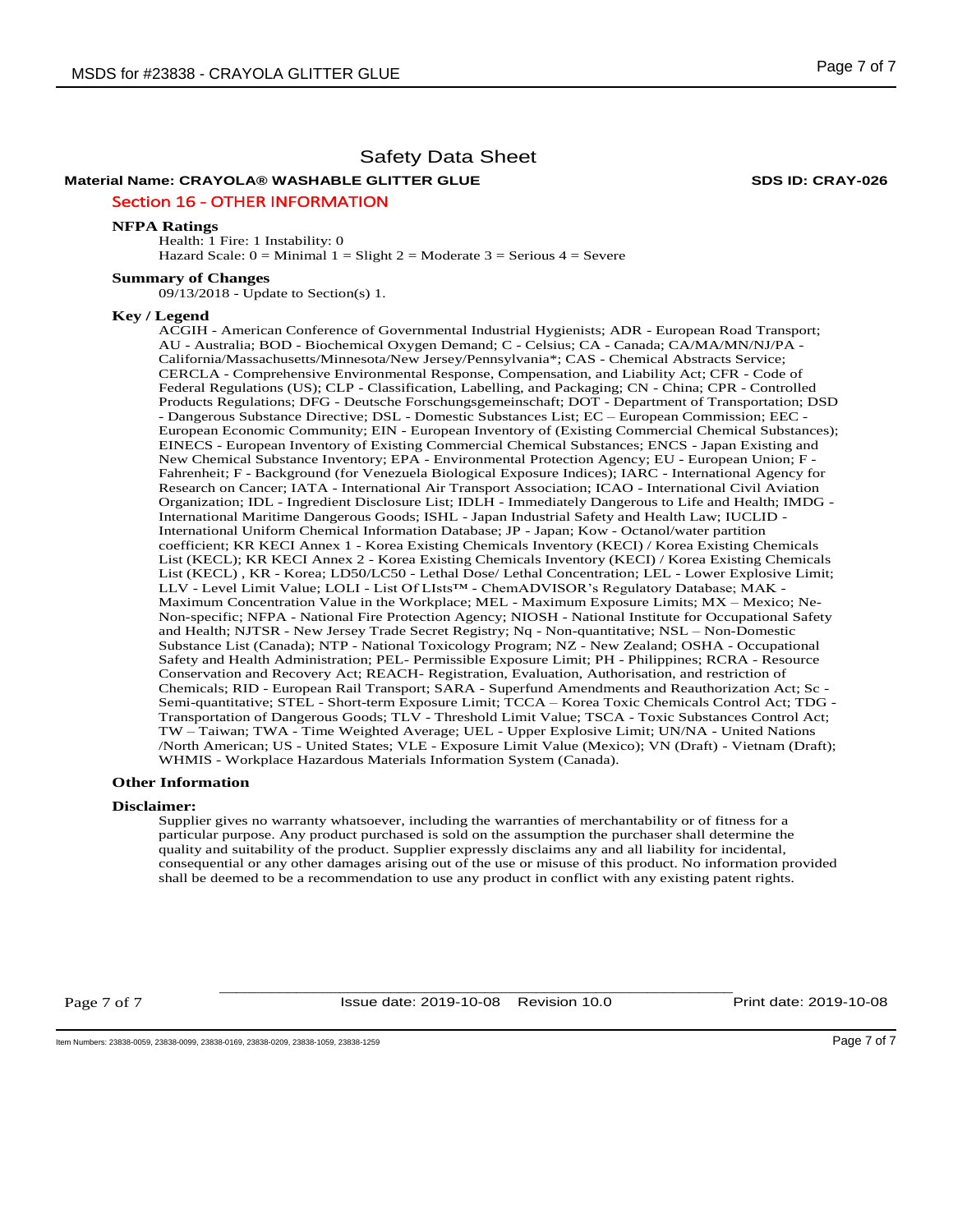# Safety Data Sheet

**Material Name: CRAYOLA® WASHABLE GLITTER GLUE** **SDS ID: CRAY-026**

## Section 16 - OTHER INFORMATION

### NFPA Ratings

Health: 1 Fire: 1 Instability: 0
Hazard Scale: 0 = Minimal 1 = Slight 2 = Moderate 3 = Serious 4 = Severe

### Summary of Changes

09/13/2018 - Update to Section(s) 1.

### Key / Legend

ACGIH - American Conference of Governmental Industrial Hygienists; ADR - European Road Transport; AU - Australia; BOD - Biochemical Oxygen Demand; C - Celsius; CA - Canada; CA/MA/MN/NJ/PA - California/Massachusetts/Minnesota/New Jersey/Pennsylvania*; CAS - Chemical Abstracts Service; CERCLA - Comprehensive Environmental Response, Compensation, and Liability Act; CFR - Code of Federal Regulations (US); CLP - Classification, Labelling, and Packaging; CN - China; CPR - Controlled Products Regulations; DFG - Deutsche Forschungsgemeinschaft; DOT - Department of Transportation; DSD - Dangerous Substance Directive; DSL - Domestic Substances List; EC – European Commission; EEC - European Economic Community; EIN - European Inventory of (Existing Commercial Chemical Substances); EINECS - European Inventory of Existing Commercial Chemical Substances; ENCS - Japan Existing and New Chemical Substance Inventory; EPA - Environmental Protection Agency; EU - European Union; F - Fahrenheit; F - Background (for Venezuela Biological Exposure Indices); IARC - International Agency for Research on Cancer; IATA - International Air Transport Association; ICAO - International Civil Aviation Organization; IDL - Ingredient Disclosure List; IDLH - Immediately Dangerous to Life and Health; IMDG - International Maritime Dangerous Goods; ISHL - Japan Industrial Safety and Health Law; IUCLID - International Uniform Chemical Information Database; JP - Japan; Kow - Octanol/water partition coefficient; KR KECI Annex 1 - Korea Existing Chemicals Inventory (KECI) / Korea Existing Chemicals List (KECL); KR KECI Annex 2 - Korea Existing Chemicals Inventory (KECI) / Korea Existing Chemicals List (KECL) , KR - Korea; LD50/LC50 - Lethal Dose/ Lethal Concentration; LEL - Lower Explosive Limit; LLV - Level Limit Value; LOLI - List Of LIsts™ - ChemADVISOR's Regulatory Database; MAK - Maximum Concentration Value in the Workplace; MEL - Maximum Exposure Limits; MX – Mexico; Ne- Non-specific; NFPA - National Fire Protection Agency; NIOSH - National Institute for Occupational Safety and Health; NJTSR - New Jersey Trade Secret Registry; Nq - Non-quantitative; NSL – Non-Domestic Substance List (Canada); NTP - National Toxicology Program; NZ - New Zealand; OSHA - Occupational Safety and Health Administration; PEL- Permissible Exposure Limit; PH - Philippines; RCRA - Resource Conservation and Recovery Act; REACH- Registration, Evaluation, Authorisation, and restriction of Chemicals; RID - European Rail Transport; SARA - Superfund Amendments and Reauthorization Act; Sc - Semi-quantitative; STEL - Short-term Exposure Limit; TCCA – Korea Toxic Chemicals Control Act; TDG - Transportation of Dangerous Goods; TLV - Threshold Limit Value; TSCA - Toxic Substances Control Act; TW – Taiwan; TWA - Time Weighted Average; UEL - Upper Explosive Limit; UN/NA - United Nations /North American; US - United States; VLE - Exposure Limit Value (Mexico); VN (Draft) - Vietnam (Draft); WHMIS - Workplace Hazardous Materials Information System (Canada).

### Other Information

**Disclaimer:**

Supplier gives no warranty whatsoever, including the warranties of merchantability or of fitness for a particular purpose. Any product purchased is sold on the assumption the purchaser shall determine the quality and suitability of the product. Supplier expressly disclaims any and all liability for incidental, consequential or any other damages arising out of the use or misuse of this product. No information provided shall be deemed to be a recommendation to use any product in conflict with any existing patent rights.

Issue date: 2019-10-08 Revision 10.0 Print date: 2019-10-08

Item Numbers: 23838-0059, 23838-0099, 23838-0169, 23838-0209, 23838-1059, 23838-1259